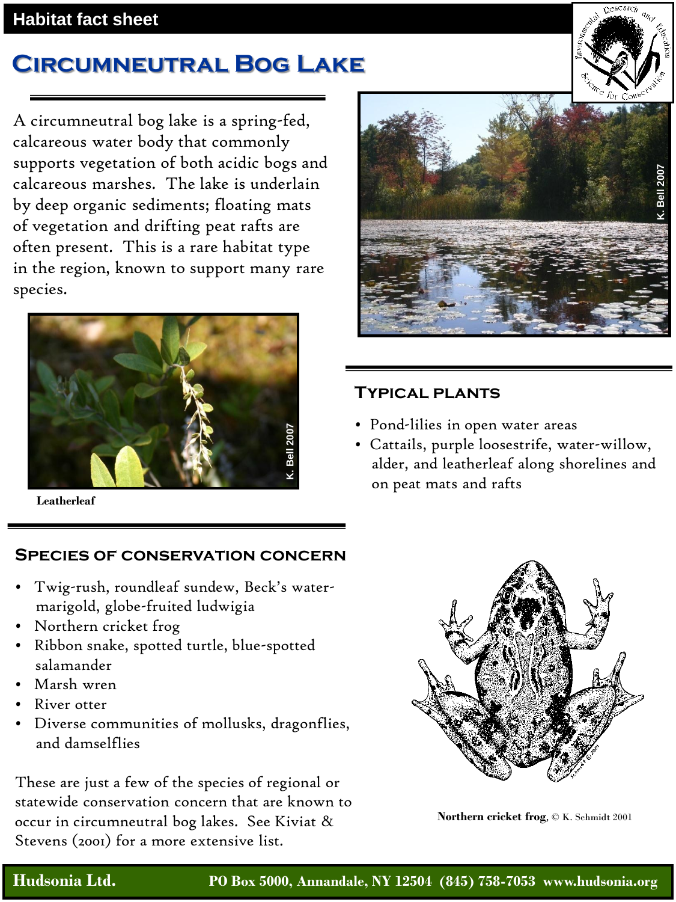Habitat fact sheet

# Circumneutral Bog Lake

A circumneutral bog lake is a spring-fed, calcareous water body that commonly supports vegetation of both acidic bogs and calcareous marshes. The lake is underlain by deep organic sediments; floating mats of vegetation and drifting peat rafts are often present. This is a rare habitat type in the region, known to support many rare species.

K. Bell 2007

K. Bell 2007

**Leatherleaf**

## Typical plants

- Pond-lilies in open water areas
- Cattails, purple loosestrife, water-willow, alder, and leatherleaf along shorelines and on peat mats and rafts

## Species of conservation concern

- Twig-rush, roundleaf sundew, Beck's water-marigold, globe-fruited ludwigia
- Northern cricket frog
- Ribbon snake, spotted turtle, blue-spotted salamander
- Marsh wren
- River otter
- Diverse communities of mollusks, dragonflies, and damselflies

These are just a few of the species of regional or statewide conservation concern that are known to occur in circumneutral bog lakes. See Kiviat & Stevens (2001) for a more extensive list.

**Northern cricket frog**, © K. Schmidt 2001

**Hudsonia Ltd.** PO Box 5000, Annandale, NY 12504 (845) 758-7053 www.hudsonia.org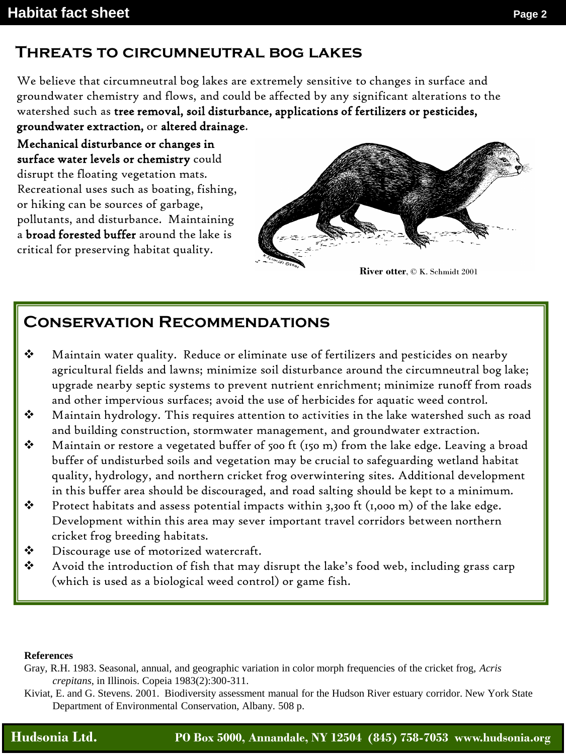## Threats to circumneutral bog lakes

We believe that circumneutral bog lakes are extremely sensitive to changes in surface and groundwater chemistry and flows, and could be affected by any significant alterations to the watershed such as **tree removal, soil disturbance, applications of fertilizers or pesticides, groundwater extraction,** or **altered drainage**.

**Mechanical disturbance or changes in surface water levels or chemistry** could disrupt the floating vegetation mats. Recreational uses such as boating, fishing, or hiking can be sources of garbage, pollutants, and disturbance. Maintaining a **broad forested buffer** around the lake is critical for preserving habitat quality.

**River otter**, © K. Schmidt 2001

## Conservation Recommendations

- Maintain water quality. Reduce or eliminate use of fertilizers and pesticides on nearby agricultural fields and lawns; minimize soil disturbance around the circumneutral bog lake; upgrade nearby septic systems to prevent nutrient enrichment; minimize runoff from roads and other impervious surfaces; avoid the use of herbicides for aquatic weed control.
- Maintain hydrology. This requires attention to activities in the lake watershed such as road and building construction, stormwater management, and groundwater extraction.
- Maintain or restore a vegetated buffer of 500 ft (150 m) from the lake edge. Leaving a broad buffer of undisturbed soils and vegetation may be crucial to safeguarding wetland habitat quality, hydrology, and northern cricket frog overwintering sites. Additional development in this buffer area should be discouraged, and road salting should be kept to a minimum.
- Protect habitats and assess potential impacts within 3,300 ft (1,000 m) of the lake edge. Development within this area may sever important travel corridors between northern cricket frog breeding habitats.
- Discourage use of motorized watercraft.
- Avoid the introduction of fish that may disrupt the lake's food web, including grass carp (which is used as a biological weed control) or game fish.

**References**

Gray, R.H. 1983. Seasonal, annual, and geographic variation in color morph frequencies of the cricket frog, *Acris crepitans*, in Illinois. Copeia 1983(2):300-311.

Kiviat, E. and G. Stevens. 2001. Biodiversity assessment manual for the Hudson River estuary corridor. New York State Department of Environmental Conservation, Albany. 508 p.

**Hudsonia Ltd.** **PO Box 5000, Annandale, NY 12504 (845) 758-7053 www.hudsonia.org**